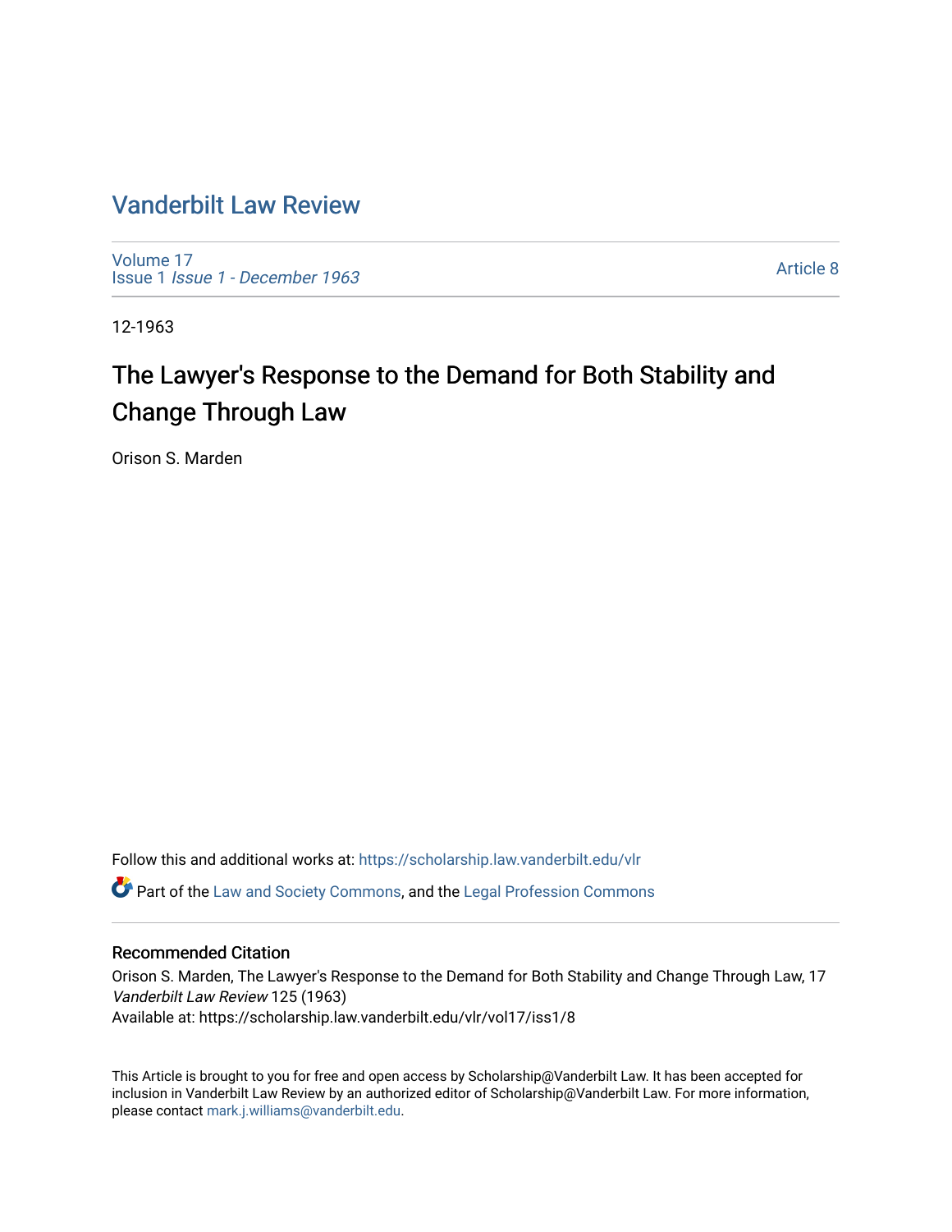# Vanderbilt Law Review

Volume 17
Issue 1 *Issue 1 - December 1963*

Article 8

12-1963

## The Lawyer's Response to the Demand for Both Stability and Change Through Law

Orison S. Marden

Follow this and additional works at: https://scholarship.law.vanderbilt.edu/vlr

Part of the Law and Society Commons, and the Legal Profession Commons

### Recommended Citation

Orison S. Marden, The Lawyer's Response to the Demand for Both Stability and Change Through Law, 17 *Vanderbilt Law Review* 125 (1963)
Available at: https://scholarship.law.vanderbilt.edu/vlr/vol17/iss1/8

This Article is brought to you for free and open access by Scholarship@Vanderbilt Law. It has been accepted for inclusion in Vanderbilt Law Review by an authorized editor of Scholarship@Vanderbilt Law. For more information, please contact mark.j.williams@vanderbilt.edu.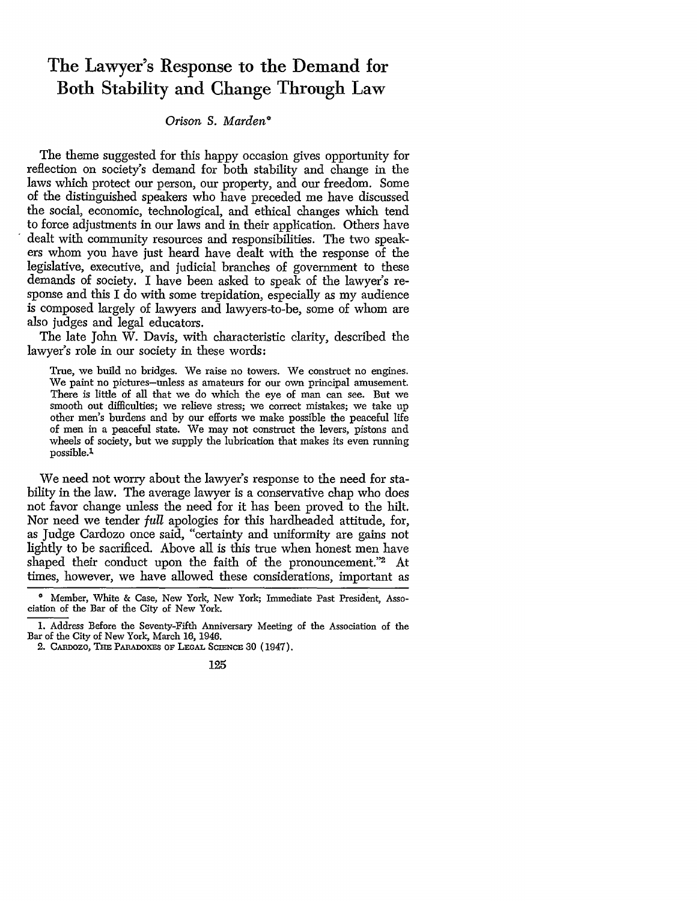# The Lawyer's Response to the Demand for Both Stability and Change Through Law

*Orison S. Marden**

The theme suggested for this happy occasion gives opportunity for reflection on society's demand for both stability and change in the laws which protect our person, our property, and our freedom. Some of the distinguished speakers who have preceded me have discussed the social, economic, technological, and ethical changes which tend to force adjustments in our laws and in their application. Others have dealt with community resources and responsibilities. The two speakers whom you have just heard have dealt with the response of the legislative, executive, and judicial branches of government to these demands of society. I have been asked to speak of the lawyer's response and this I do with some trepidation, especially as my audience is composed largely of lawyers and lawyers-to-be, some of whom are also judges and legal educators.

The late John W. Davis, with characteristic clarity, described the lawyer's role in our society in these words:

> True, we build no bridges. We raise no towers. We construct no engines. We paint no pictures—unless as amateurs for our own principal amusement. There is little of all that we do which the eye of man can see. But we smooth out difficulties; we relieve stress; we correct mistakes; we take up other men's burdens and by our efforts we make possible the peaceful life of men in a peaceful state. We may not construct the levers, pistons and wheels of society, but we supply the lubrication that makes its even running possible.[1]

We need not worry about the lawyer's response to the need for stability in the law. The average lawyer is a conservative chap who does not favor change unless the need for it has been proved to the hilt. Nor need we tender *full* apologies for this hardheaded attitude, for, as Judge Cardozo once said, "certainty and uniformity are gains not lightly to be sacrificed. Above all is this true when honest men have shaped their conduct upon the faith of the pronouncement."[2] At times, however, we have allowed these considerations, important as

---

* Member, White & Case, New York, New York; Immediate Past President, Association of the Bar of the City of New York.

1. Address Before the Seventy-Fifth Anniversary Meeting of the Association of the Bar of the City of New York, March 16, 1946.

2. CARDOZO, THE PARADOXES OF LEGAL SCIENCE 30 (1947).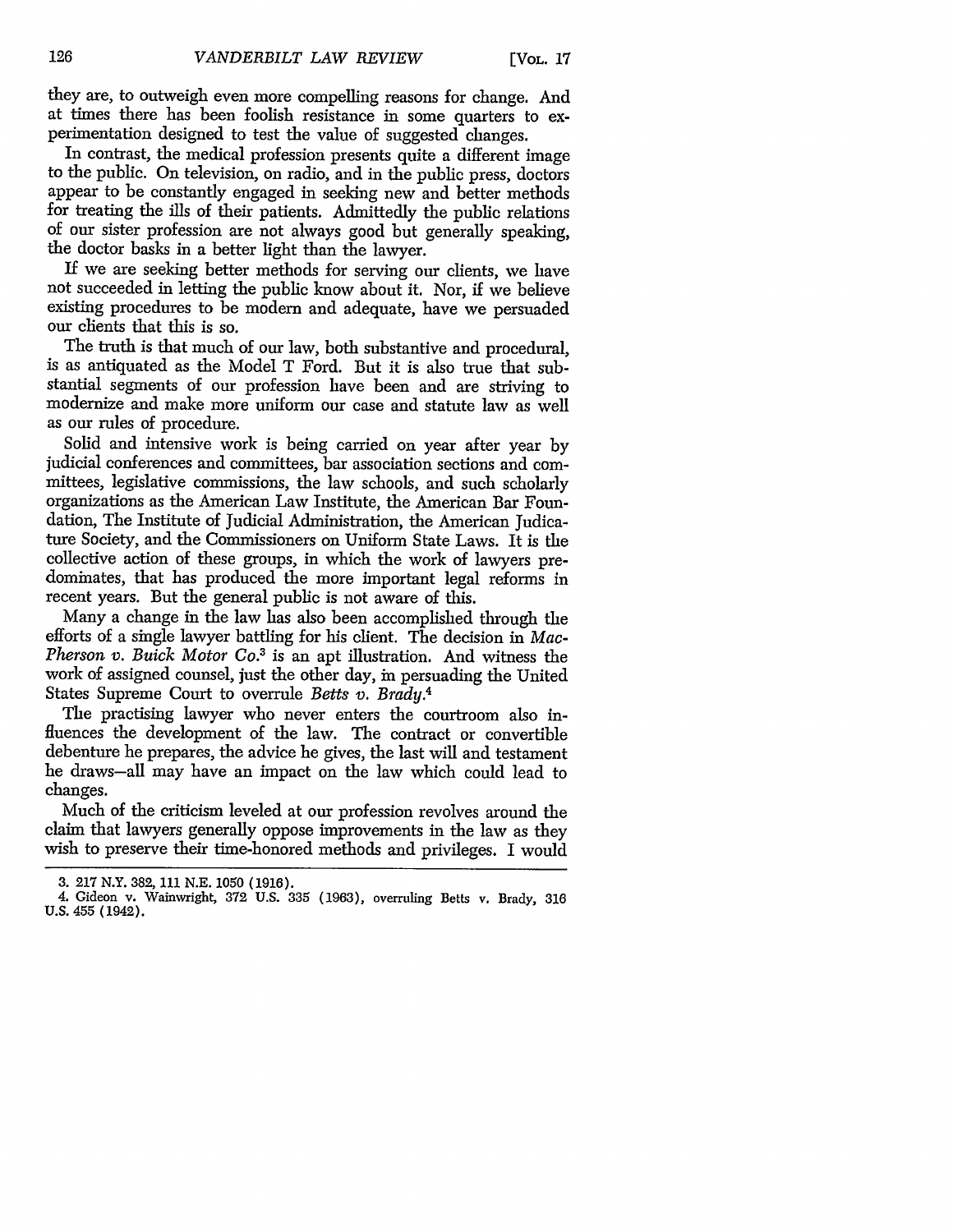they are, to outweigh even more compelling reasons for change. And at times there has been foolish resistance in some quarters to experimentation designed to test the value of suggested changes.

In contrast, the medical profession presents quite a different image to the public. On television, on radio, and in the public press, doctors appear to be constantly engaged in seeking new and better methods for treating the ills of their patients. Admittedly the public relations of our sister profession are not always good but generally speaking, the doctor basks in a better light than the lawyer.

If we are seeking better methods for serving our clients, we have not succeeded in letting the public know about it. Nor, if we believe existing procedures to be modern and adequate, have we persuaded our clients that this is so.

The truth is that much of our law, both substantive and procedural, is as antiquated as the Model T Ford. But it is also true that substantial segments of our profession have been and are striving to modernize and make more uniform our case and statute law as well as our rules of procedure.

Solid and intensive work is being carried on year after year by judicial conferences and committees, bar association sections and committees, legislative commissions, the law schools, and such scholarly organizations as the American Law Institute, the American Bar Foundation, The Institute of Judicial Administration, the American Judicature Society, and the Commissioners on Uniform State Laws. It is the collective action of these groups, in which the work of lawyers predominates, that has produced the more important legal reforms in recent years. But the general public is not aware of this.

Many a change in the law has also been accomplished through the efforts of a single lawyer battling for his client. The decision in *MacPherson v. Buick Motor Co.*[3] is an apt illustration. And witness the work of assigned counsel, just the other day, in persuading the United States Supreme Court to overrule *Betts v. Brady.*[4]

The practising lawyer who never enters the courtroom also influences the development of the law. The contract or convertible debenture he prepares, the advice he gives, the last will and testament he draws—all may have an impact on the law which could lead to changes.

Much of the criticism leveled at our profession revolves around the claim that lawyers generally oppose improvements in the law as they wish to preserve their time-honored methods and privileges. I would

---

3. 217 N.Y. 382, 111 N.E. 1050 (1916).

4. Gideon v. Wainwright, 372 U.S. 335 (1963), overruling Betts v. Brady, 316 U.S. 455 (1942).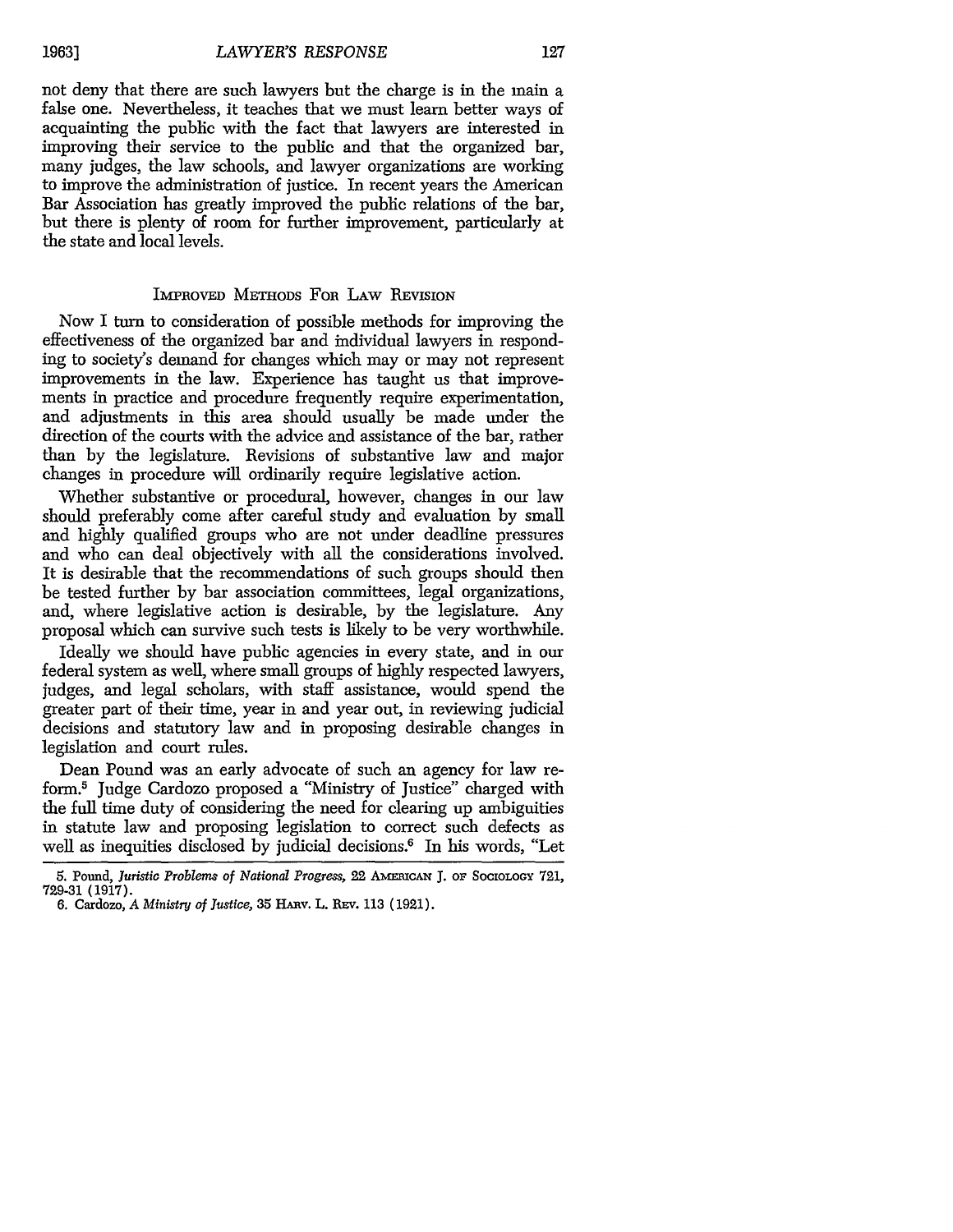not deny that there are such lawyers but the charge is in the main a false one. Nevertheless, it teaches that we must learn better ways of acquainting the public with the fact that lawyers are interested in improving their service to the public and that the organized bar, many judges, the law schools, and lawyer organizations are working to improve the administration of justice. In recent years the American Bar Association has greatly improved the public relations of the bar, but there is plenty of room for further improvement, particularly at the state and local levels.

## Improved Methods For Law Revision

Now I turn to consideration of possible methods for improving the effectiveness of the organized bar and individual lawyers in responding to society's demand for changes which may or may not represent improvements in the law. Experience has taught us that improvements in practice and procedure frequently require experimentation, and adjustments in this area should usually be made under the direction of the courts with the advice and assistance of the bar, rather than by the legislature. Revisions of substantive law and major changes in procedure will ordinarily require legislative action.

Whether substantive or procedural, however, changes in our law should preferably come after careful study and evaluation by small and highly qualified groups who are not under deadline pressures and who can deal objectively with all the considerations involved. It is desirable that the recommendations of such groups should then be tested further by bar association committees, legal organizations, and, where legislative action is desirable, by the legislature. Any proposal which can survive such tests is likely to be very worthwhile.

Ideally we should have public agencies in every state, and in our federal system as well, where small groups of highly respected lawyers, judges, and legal scholars, with staff assistance, would spend the greater part of their time, year in and year out, in reviewing judicial decisions and statutory law and in proposing desirable changes in legislation and court rules.

Dean Pound was an early advocate of such an agency for law reform.[5] Judge Cardozo proposed a "Ministry of Justice" charged with the full time duty of considering the need for clearing up ambiguities in statute law and proposing legislation to correct such defects as well as inequities disclosed by judicial decisions.[6] In his words, "Let

5. Pound, *Juristic Problems of National Progress*, 22 American J. of Sociology 721, 729-31 (1917).

6. Cardozo, *A Ministry of Justice*, 35 Harv. L. Rev. 113 (1921).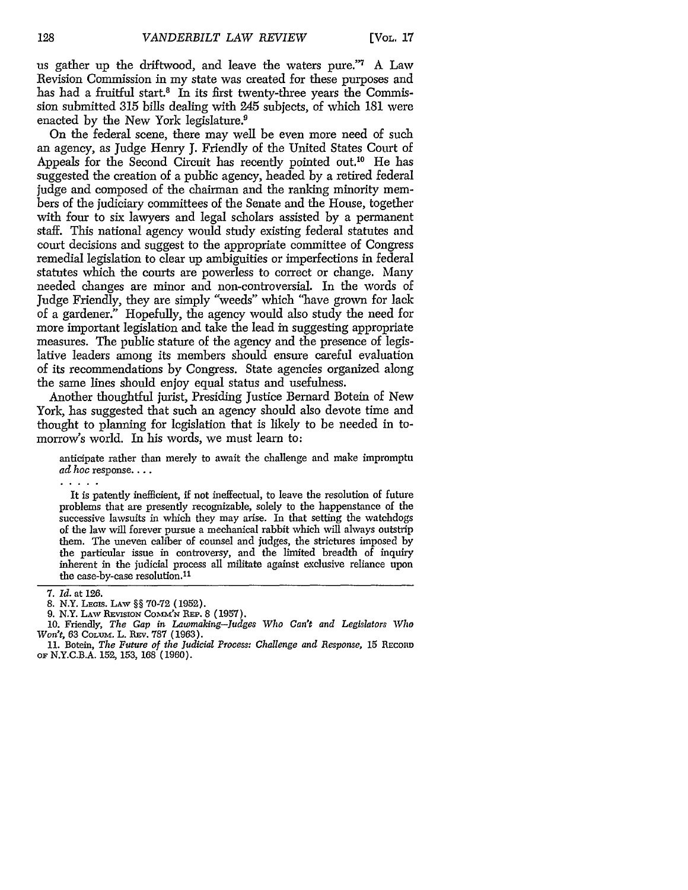us gather up the driftwood, and leave the waters pure."[7] A Law Revision Commission in my state was created for these purposes and has had a fruitful start.[8] In its first twenty-three years the Commission submitted 315 bills dealing with 245 subjects, of which 181 were enacted by the New York legislature.[9]

On the federal scene, there may well be even more need of such an agency, as Judge Henry J. Friendly of the United States Court of Appeals for the Second Circuit has recently pointed out.[10] He has suggested the creation of a public agency, headed by a retired federal judge and composed of the chairman and the ranking minority members of the judiciary committees of the Senate and the House, together with four to six lawyers and legal scholars assisted by a permanent staff. This national agency would study existing federal statutes and court decisions and suggest to the appropriate committee of Congress remedial legislation to clear up ambiguities or imperfections in federal statutes which the courts are powerless to correct or change. Many needed changes are minor and non-controversial. In the words of Judge Friendly, they are simply "weeds" which "have grown for lack of a gardener." Hopefully, the agency would also study the need for more important legislation and take the lead in suggesting appropriate measures. The public stature of the agency and the presence of legislative leaders among its members should ensure careful evaluation of its recommendations by Congress. State agencies organized along the same lines should enjoy equal status and usefulness.

Another thoughtful jurist, Presiding Justice Bernard Botein of New York, has suggested that such an agency should also devote time and thought to planning for legislation that is likely to be needed in tomorrow's world. In his words, we must learn to:

> anticipate rather than merely to await the challenge and make impromptu *ad hoc* response. . . .
>
> . . . . .
>
> It is patently inefficient, if not ineffectual, to leave the resolution of future problems that are presently recognizable, solely to the happenstance of the successive lawsuits in which they may arise. In that setting the watchdogs of the law will forever pursue a mechanical rabbit which will always outstrip them. The uneven caliber of counsel and judges, the strictures imposed by the particular issue in controversy, and the limited breadth of inquiry inherent in the judicial process all militate against exclusive reliance upon the case-by-case resolution.[11]

---

7. *Id.* at 126.

8. N.Y. LEGIS. LAW §§ 70-72 (1952).

9. N.Y. LAW REVISION COMM'N REP. 8 (1957).

10. Friendly, *The Gap in Lawmaking—Judges Who Can't and Legislators Who Won't*, 63 COLUM. L. REV. 787 (1963).

11. Botein, *The Future of the Judicial Process: Challenge and Response*, 15 RECORD OF N.Y.C.B.A. 152, 153, 168 (1960).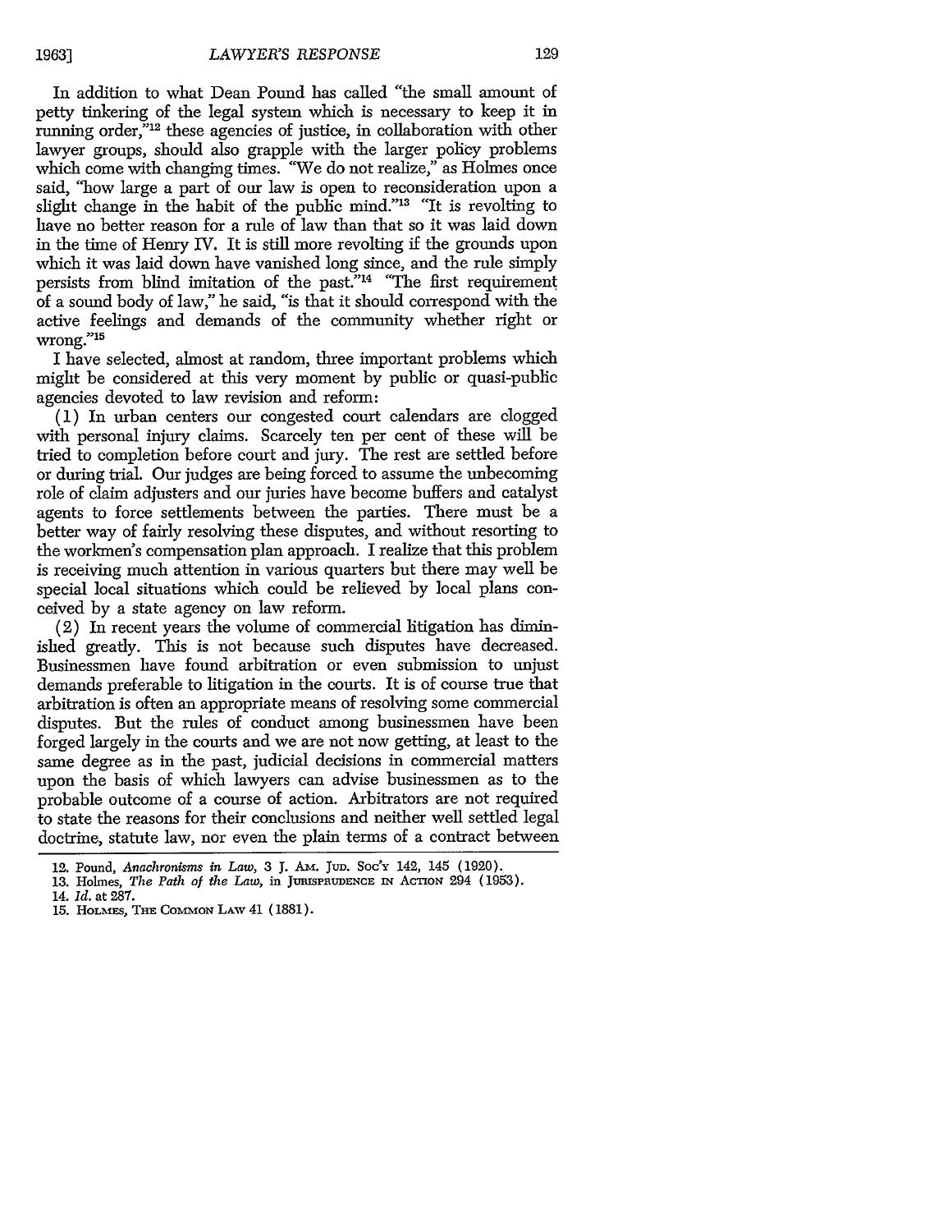In addition to what Dean Pound has called "the small amount of petty tinkering of the legal system which is necessary to keep it in running order,"[12] these agencies of justice, in collaboration with other lawyer groups, should also grapple with the larger policy problems which come with changing times. "We do not realize," as Holmes once said, "how large a part of our law is open to reconsideration upon a slight change in the habit of the public mind."[13] "It is revolting to have no better reason for a rule of law than that so it was laid down in the time of Henry IV. It is still more revolting if the grounds upon which it was laid down have vanished long since, and the rule simply persists from blind imitation of the past."[14] "The first requirement of a sound body of law," he said, "is that it should correspond with the active feelings and demands of the community whether right or wrong."[15]

I have selected, almost at random, three important problems which might be considered at this very moment by public or quasi-public agencies devoted to law revision and reform:

(1) In urban centers our congested court calendars are clogged with personal injury claims. Scarcely ten per cent of these will be tried to completion before court and jury. The rest are settled before or during trial. Our judges are being forced to assume the unbecoming role of claim adjusters and our juries have become buffers and catalyst agents to force settlements between the parties. There must be a better way of fairly resolving these disputes, and without resorting to the workmen's compensation plan approach. I realize that this problem is receiving much attention in various quarters but there may well be special local situations which could be relieved by local plans conceived by a state agency on law reform.

(2) In recent years the volume of commercial litigation has diminished greatly. This is not because such disputes have decreased. Businessmen have found arbitration or even submission to unjust demands preferable to litigation in the courts. It is of course true that arbitration is often an appropriate means of resolving some commercial disputes. But the rules of conduct among businessmen have been forged largely in the courts and we are not now getting, at least to the same degree as in the past, judicial decisions in commercial matters upon the basis of which lawyers can advise businessmen as to the probable outcome of a course of action. Arbitrators are not required to state the reasons for their conclusions and neither well settled legal doctrine, statute law, nor even the plain terms of a contract between

---

12. Pound, *Anachronisms in Law*, 3 J. Am. Jud. Soc'y 142, 145 (1920).

13. Holmes, *The Path of the Law*, in Jurisprudence in Action 294 (1953).

14. *Id.* at 287.

15. Holmes, The Common Law 41 (1881).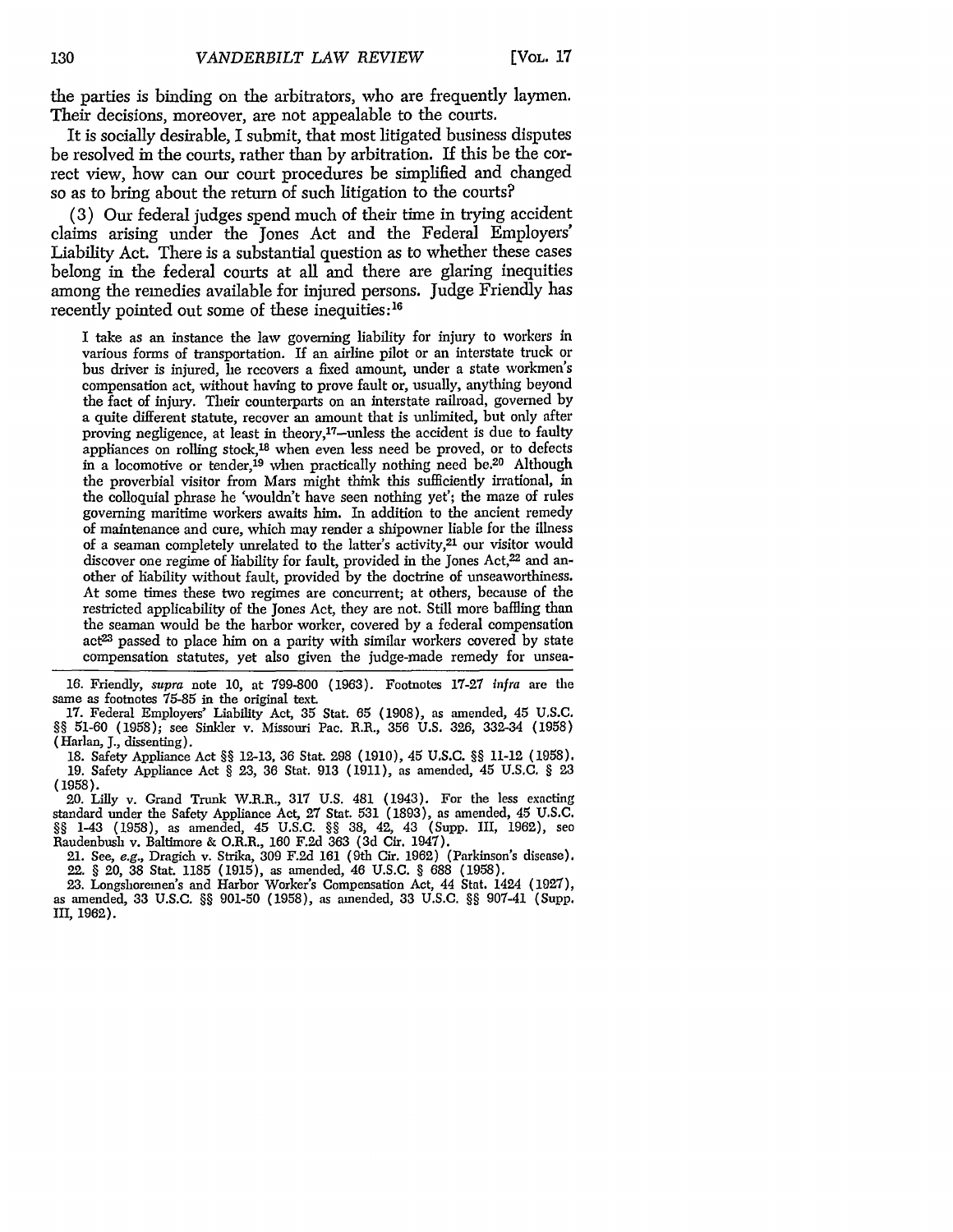the parties is binding on the arbitrators, who are frequently laymen. Their decisions, moreover, are not appealable to the courts.

It is socially desirable, I submit, that most litigated business disputes be resolved in the courts, rather than by arbitration. If this be the correct view, how can our court procedures be simplified and changed so as to bring about the return of such litigation to the courts?

(3) Our federal judges spend much of their time in trying accident claims arising under the Jones Act and the Federal Employers' Liability Act. There is a substantial question as to whether these cases belong in the federal courts at all and there are glaring inequities among the remedies available for injured persons. Judge Friendly has recently pointed out some of these inequities:[16]

> I take as an instance the law governing liability for injury to workers in various forms of transportation. If an airline pilot or an interstate truck or bus driver is injured, he recovers a fixed amount, under a state workmen's compensation act, without having to prove fault or, usually, anything beyond the fact of injury. Their counterparts on an interstate railroad, governed by a quite different statute, recover an amount that is unlimited, but only after proving negligence, at least in theory,[17]—unless the accident is due to faulty appliances on rolling stock,[18] when even less need be proved, or to defects in a locomotive or tender,[19] when practically nothing need be.[20] Although the proverbial visitor from Mars might think this sufficiently irrational, in the colloquial phrase he 'wouldn't have seen nothing yet'; the maze of rules governing maritime workers awaits him. In addition to the ancient remedy of maintenance and cure, which may render a shipowner liable for the illness of a seaman completely unrelated to the latter's activity,[21] our visitor would discover one regime of liability for fault, provided in the Jones Act,[22] and another of liability without fault, provided by the doctrine of unseaworthiness. At some times these two regimes are concurrent; at others, because of the restricted applicability of the Jones Act, they are not. Still more baffling than the seaman would be the harbor worker, covered by a federal compensation act[23] passed to place him on a parity with similar workers covered by state compensation statutes, yet also given the judge-made remedy for unsea-

---

16. Friendly, *supra* note 10, at 799-800 (1963). Footnotes 17-27 *infra* are the same as footnotes 75-85 in the original text.

17. Federal Employers' Liability Act, 35 Stat. 65 (1908), as amended, 45 U.S.C. §§ 51-60 (1958); see Sinkler v. Missouri Pac. R.R., 356 U.S. 326, 332-34 (1958) (Harlan, J., dissenting).

18. Safety Appliance Act §§ 12-13, 36 Stat. 298 (1910), 45 U.S.C. §§ 11-12 (1958).

19. Safety Appliance Act § 23, 36 Stat. 913 (1911), as amended, 45 U.S.C. § 23 (1958).

20. Lilly v. Grand Trunk W.R.R., 317 U.S. 481 (1943). For the less exacting standard under the Safety Appliance Act, 27 Stat. 531 (1893), as amended, 45 U.S.C. §§ 1-43 (1958), as amended, 45 U.S.C. §§ 38, 42, 43 (Supp. III, 1962), see Raudenbush v. Baltimore & O.R.R., 160 F.2d 363 (3d Cir. 1947).

21. See, *e.g.*, Dragich v. Strika, 309 F.2d 161 (9th Cir. 1962) (Parkinson's disease).

22. § 20, 38 Stat. 1185 (1915), as amended, 46 U.S.C. § 688 (1958).

23. Longshoremen's and Harbor Worker's Compensation Act, 44 Stat. 1424 (1927), as amended, 33 U.S.C. §§ 901-50 (1958), as amended, 33 U.S.C. §§ 907-41 (Supp. III, 1962).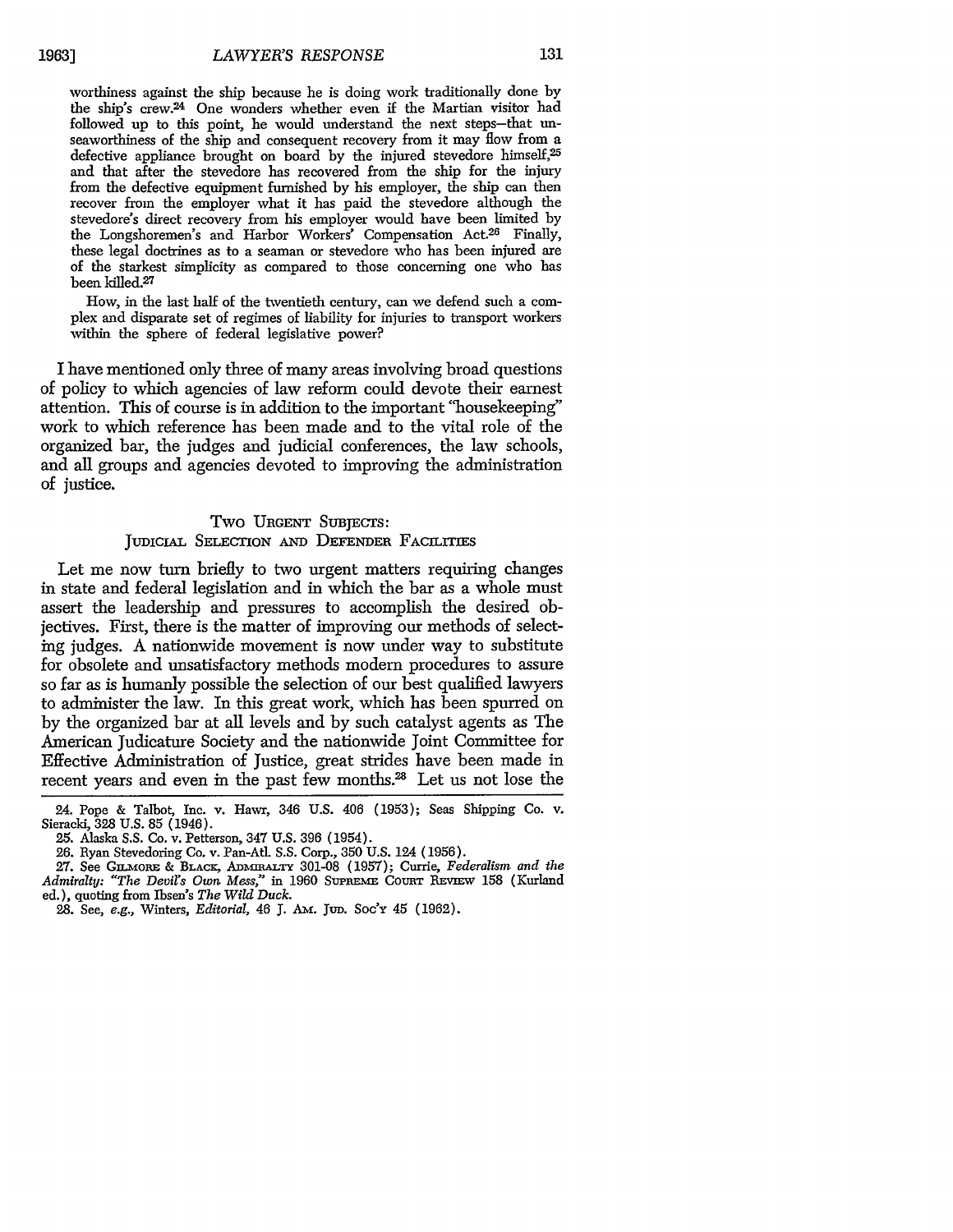worthiness against the ship because he is doing work traditionally done by the ship's crew.[24] One wonders whether even if the Martian visitor had followed up to this point, he would understand the next steps—that unseaworthiness of the ship and consequent recovery from it may flow from a defective appliance brought on board by the injured stevedore himself,[25] and that after the stevedore has recovered from the ship for the injury from the defective equipment furnished by his employer, the ship can then recover from the employer what it has paid the stevedore although the stevedore's direct recovery from his employer would have been limited by the Longshoremen's and Harbor Workers' Compensation Act.[26] Finally, these legal doctrines as to a seaman or stevedore who has been injured are of the starkest simplicity as compared to those concerning one who has been killed.[27]

How, in the last half of the twentieth century, can we defend such a complex and disparate set of regimes of liability for injuries to transport workers within the sphere of federal legislative power?

I have mentioned only three of many areas involving broad questions of policy to which agencies of law reform could devote their earnest attention. This of course is in addition to the important "housekeeping" work to which reference has been made and to the vital role of the organized bar, the judges and judicial conferences, the law schools, and all groups and agencies devoted to improving the administration of justice.

## Two Urgent Subjects: Judicial Selection and Defender Facilities

Let me now turn briefly to two urgent matters requiring changes in state and federal legislation and in which the bar as a whole must assert the leadership and pressures to accomplish the desired objectives. First, there is the matter of improving our methods of selecting judges. A nationwide movement is now under way to substitute for obsolete and unsatisfactory methods modern procedures to assure so far as is humanly possible the selection of our best qualified lawyers to administer the law. In this great work, which has been spurred on by the organized bar at all levels and by such catalyst agents as The American Judicature Society and the nationwide Joint Committee for Effective Administration of Justice, great strides have been made in recent years and even in the past few months.[28] Let us not lose the

---

24. Pope & Talbot, Inc. v. Hawn, 346 U.S. 406 (1953); Seas Shipping Co. v. Sieracki, 328 U.S. 85 (1946).

25. Alaska S.S. Co. v. Petterson, 347 U.S. 396 (1954).

26. Ryan Stevedoring Co. v. Pan-Atl. S.S. Corp., 350 U.S. 124 (1956).

27. See Gilmore & Black, Admiralty 301-08 (1957); Currie, *Federalism and the Admiralty: "The Devil's Own Mess,"* in 1960 Supreme Court Review 158 (Kurland ed.), quoting from Ibsen's *The Wild Duck.*

28. See, *e.g.*, Winters, *Editorial*, 46 J. Am. Jud. Soc'y 45 (1962).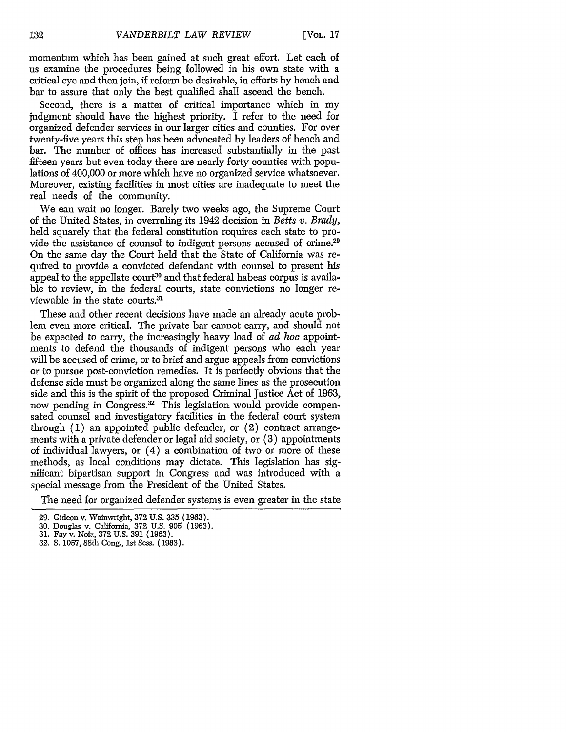momentum which has been gained at such great effort. Let each of us examine the procedures being followed in his own state with a critical eye and then join, if reform be desirable, in efforts by bench and bar to assure that only the best qualified shall ascend the bench.

Second, there is a matter of critical importance which in my judgment should have the highest priority. I refer to the need for organized defender services in our larger cities and counties. For over twenty-five years this step has been advocated by leaders of bench and bar. The number of offices has increased substantially in the past fifteen years but even today there are nearly forty counties with populations of 400,000 or more which have no organized service whatsoever. Moreover, existing facilities in most cities are inadequate to meet the real needs of the community.

We can wait no longer. Barely two weeks ago, the Supreme Court of the United States, in overruling its 1942 decision in *Betts v. Brady*, held squarely that the federal constitution requires each state to provide the assistance of counsel to indigent persons accused of crime.[29] On the same day the Court held that the State of California was required to provide a convicted defendant with counsel to present his appeal to the appellate court[30] and that federal habeas corpus is available to review, in the federal courts, state convictions no longer reviewable in the state courts.[31]

These and other recent decisions have made an already acute problem even more critical. The private bar cannot carry, and should not be expected to carry, the increasingly heavy load of *ad hoc* appointments to defend the thousands of indigent persons who each year will be accused of crime, or to brief and argue appeals from convictions or to pursue post-conviction remedies. It is perfectly obvious that the defense side must be organized along the same lines as the prosecution side and this is the spirit of the proposed Criminal Justice Act of 1963, now pending in Congress.[32] This legislation would provide compensated counsel and investigatory facilities in the federal court system through (1) an appointed public defender, or (2) contract arrangements with a private defender or legal aid society, or (3) appointments of individual lawyers, or (4) a combination of two or more of these methods, as local conditions may dictate. This legislation has significant bipartisan support in Congress and was introduced with a special message from the President of the United States.

The need for organized defender systems is even greater in the state

---

29. Gideon v. Wainwright, 372 U.S. 335 (1963).
30. Douglas v. California, 372 U.S. 905 (1963).
31. Fay v. Noia, 372 U.S. 391 (1963).
32. S. 1057, 88th Cong., 1st Sess. (1963).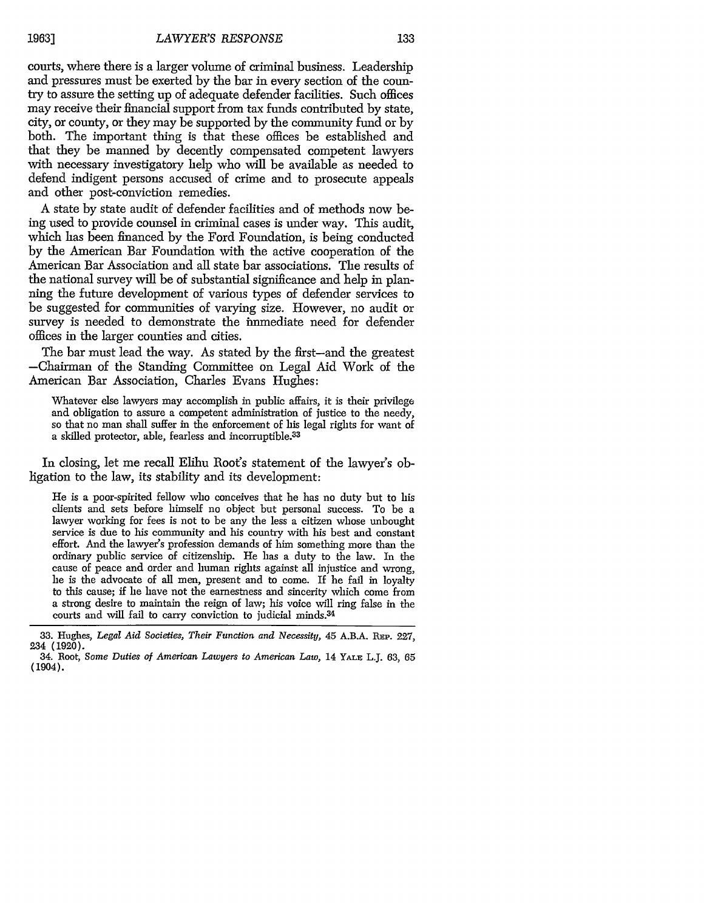courts, where there is a larger volume of criminal business. Leadership and pressures must be exerted by the bar in every section of the country to assure the setting up of adequate defender facilities. Such offices may receive their financial support from tax funds contributed by state, city, or county, or they may be supported by the community fund or by both. The important thing is that these offices be established and that they be manned by decently compensated competent lawyers with necessary investigatory help who will be available as needed to defend indigent persons accused of crime and to prosecute appeals and other post-conviction remedies.

A state by state audit of defender facilities and of methods now being used to provide counsel in criminal cases is under way. This audit, which has been financed by the Ford Foundation, is being conducted by the American Bar Foundation with the active cooperation of the American Bar Association and all state bar associations. The results of the national survey will be of substantial significance and help in planning the future development of various types of defender services to be suggested for communities of varying size. However, no audit or survey is needed to demonstrate the immediate need for defender offices in the larger counties and cities.

The bar must lead the way. As stated by the first—and the greatest—Chairman of the Standing Committee on Legal Aid Work of the American Bar Association, Charles Evans Hughes:

> Whatever else lawyers may accomplish in public affairs, it is their privilege and obligation to assure a competent administration of justice to the needy, so that no man shall suffer in the enforcement of his legal rights for want of a skilled protector, able, fearless and incorruptible.[33]

In closing, let me recall Elihu Root's statement of the lawyer's obligation to the law, its stability and its development:

> He is a poor-spirited fellow who conceives that he has no duty but to his clients and sets before himself no object but personal success. To be a lawyer working for fees is not to be any the less a citizen whose unbought service is due to his community and his country with his best and constant effort. And the lawyer's profession demands of him something more than the ordinary public service of citizenship. He has a duty to the law. In the cause of peace and order and human rights against all injustice and wrong, he is the advocate of all men, present and to come. If he fail in loyalty to this cause; if he have not the earnestness and sincerity which come from a strong desire to maintain the reign of law; his voice will ring false in the courts and will fail to carry conviction to judicial minds.[34]

---

33. Hughes, *Legal Aid Societies, Their Function and Necessity*, 45 A.B.A. Rep. 227, 234 (1920).

34. Root, *Some Duties of American Lawyers to American Law*, 14 Yale L.J. 63, 65 (1904).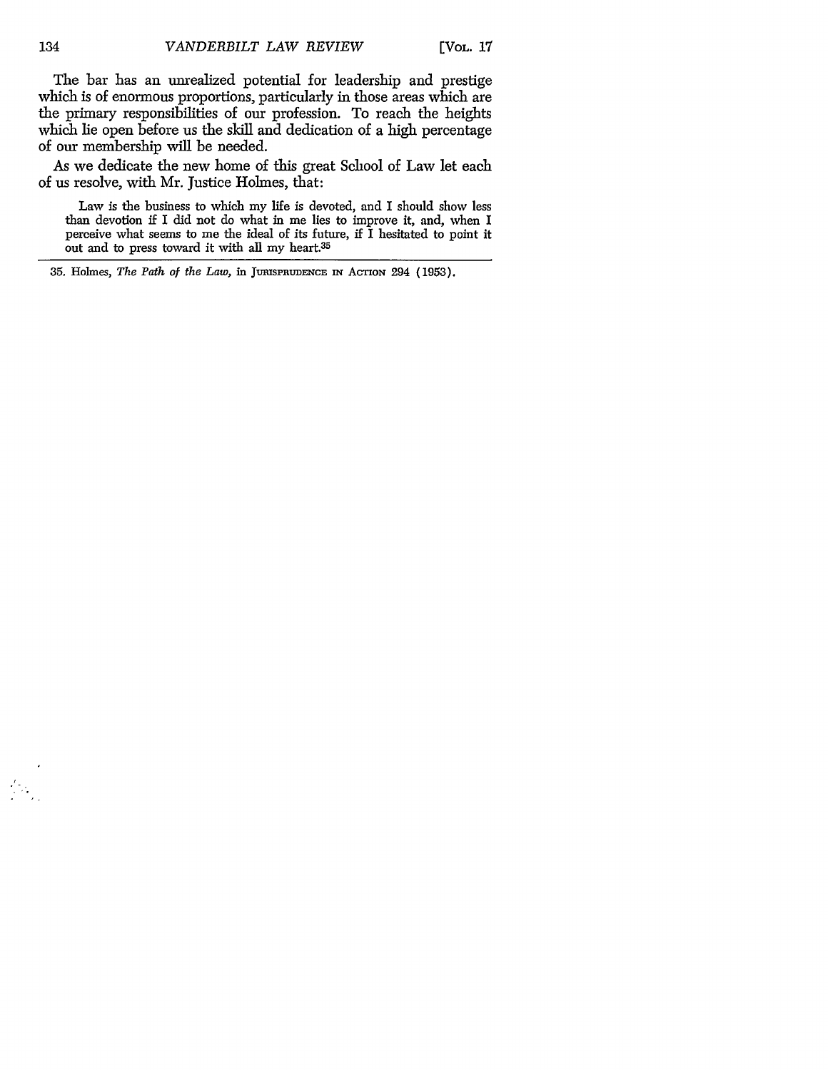The bar has an unrealized potential for leadership and prestige which is of enormous proportions, particularly in those areas which are the primary responsibilities of our profession. To reach the heights which lie open before us the skill and dedication of a high percentage of our membership will be needed.

As we dedicate the new home of this great School of Law let each of us resolve, with Mr. Justice Holmes, that:

> Law is the business to which my life is devoted, and I should show less than devotion if I did not do what in me lies to improve it, and, when I perceive what seems to me the ideal of its future, if I hesitated to point it out and to press toward it with all my heart.[35]

---

35. Holmes, *The Path of the Law*, in JURISPRUDENCE IN ACTION 294 (1953).